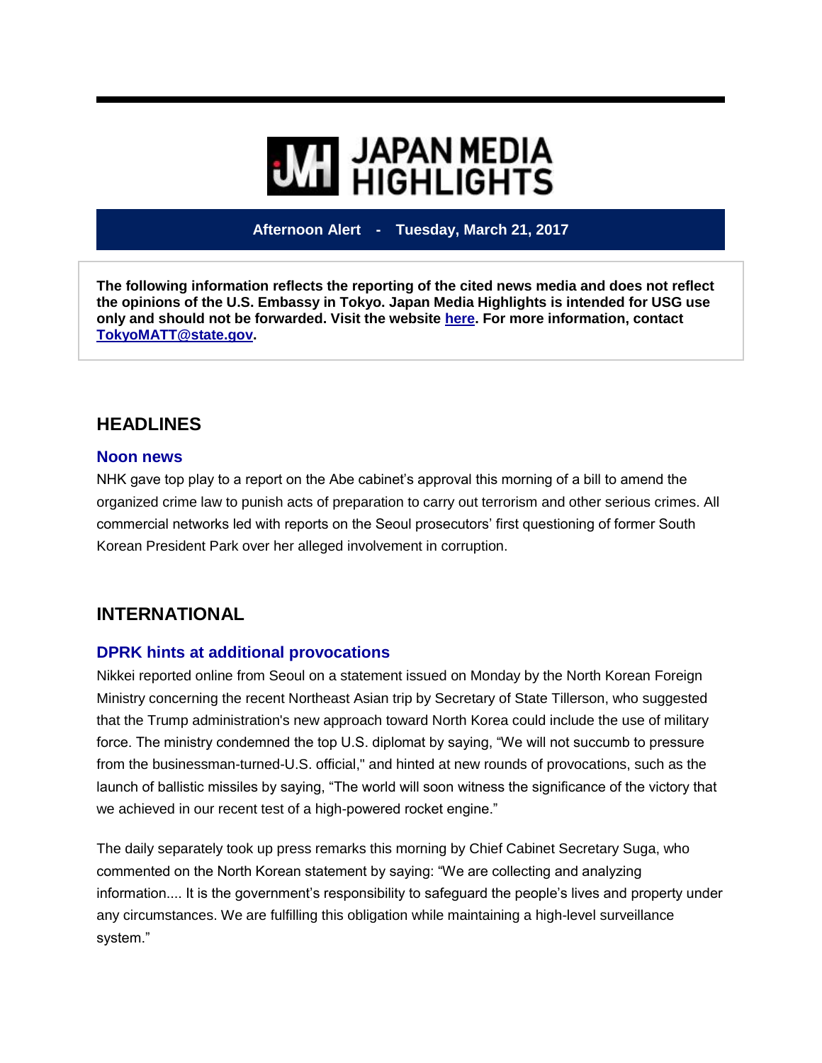# JAPAN MEDIA HIGHLIGHTS

**Afternoon Alert - Tuesday, March 21, 2017**

**The following information reflects the reporting of the cited news media and does not reflect the opinions of the U.S. Embassy in Tokyo. Japan Media Highlights is intended for USG use only and should not be forwarded. Visit the website here. For more information, contact TokyoMATT@state.gov.**

## HEADLINES

### Noon news

NHK gave top play to a report on the Abe cabinet's approval this morning of a bill to amend the organized crime law to punish acts of preparation to carry out terrorism and other serious crimes. All commercial networks led with reports on the Seoul prosecutors' first questioning of former South Korean President Park over her alleged involvement in corruption.

## INTERNATIONAL

### DPRK hints at additional provocations

Nikkei reported online from Seoul on a statement issued on Monday by the North Korean Foreign Ministry concerning the recent Northeast Asian trip by Secretary of State Tillerson, who suggested that the Trump administration's new approach toward North Korea could include the use of military force. The ministry condemned the top U.S. diplomat by saying, "We will not succumb to pressure from the businessman-turned-U.S. official," and hinted at new rounds of provocations, such as the launch of ballistic missiles by saying, "The world will soon witness the significance of the victory that we achieved in our recent test of a high-powered rocket engine."

The daily separately took up press remarks this morning by Chief Cabinet Secretary Suga, who commented on the North Korean statement by saying: "We are collecting and analyzing information.... It is the government's responsibility to safeguard the people's lives and property under any circumstances. We are fulfilling this obligation while maintaining a high-level surveillance system."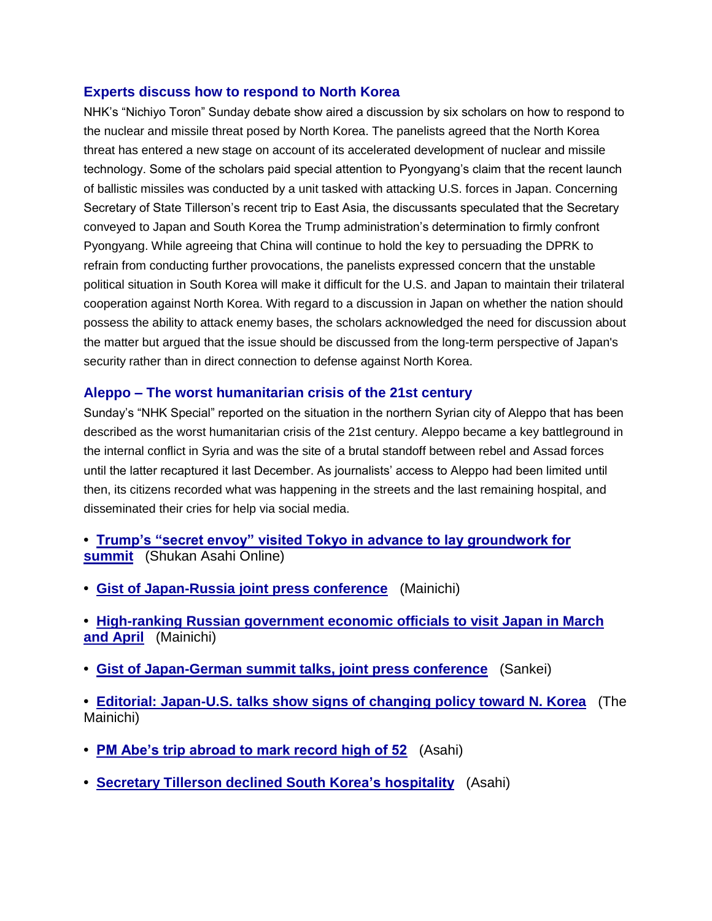### Experts discuss how to respond to North Korea

NHK's "Nichiyo Toron" Sunday debate show aired a discussion by six scholars on how to respond to the nuclear and missile threat posed by North Korea. The panelists agreed that the North Korea threat has entered a new stage on account of its accelerated development of nuclear and missile technology. Some of the scholars paid special attention to Pyongyang's claim that the recent launch of ballistic missiles was conducted by a unit tasked with attacking U.S. forces in Japan. Concerning Secretary of State Tillerson's recent trip to East Asia, the discussants speculated that the Secretary conveyed to Japan and South Korea the Trump administration's determination to firmly confront Pyongyang. While agreeing that China will continue to hold the key to persuading the DPRK to refrain from conducting further provocations, the panelists expressed concern that the unstable political situation in South Korea will make it difficult for the U.S. and Japan to maintain their trilateral cooperation against North Korea. With regard to a discussion in Japan on whether the nation should possess the ability to attack enemy bases, the scholars acknowledged the need for discussion about the matter but argued that the issue should be discussed from the long-term perspective of Japan's security rather than in direct connection to defense against North Korea.

### Aleppo – The worst humanitarian crisis of the 21st century

Sunday's "NHK Special" reported on the situation in the northern Syrian city of Aleppo that has been described as the worst humanitarian crisis of the 21st century. Aleppo became a key battleground in the internal conflict in Syria and was the site of a brutal standoff between rebel and Assad forces until the latter recaptured it last December. As journalists' access to Aleppo had been limited until then, its citizens recorded what was happening in the streets and the last remaining hospital, and disseminated their cries for help via social media.

- **Trump's "secret envoy" visited Tokyo in advance to lay groundwork for summit** (Shukan Asahi Online)
- **Gist of Japan-Russia joint press conference** (Mainichi)
- **High-ranking Russian government economic officials to visit Japan in March and April** (Mainichi)
- **Gist of Japan-German summit talks, joint press conference** (Sankei)
- **Editorial: Japan-U.S. talks show signs of changing policy toward N. Korea** (The Mainichi)
- **PM Abe's trip abroad to mark record high of 52** (Asahi)
- **Secretary Tillerson declined South Korea's hospitality** (Asahi)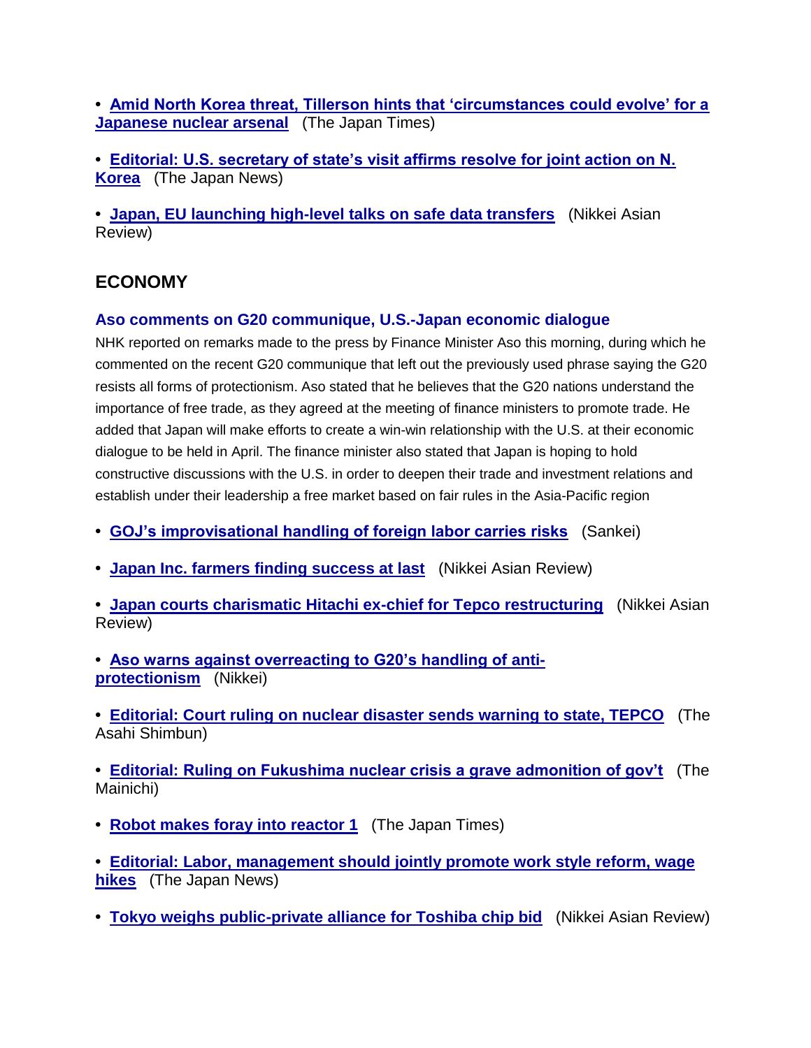- **Amid North Korea threat, Tillerson hints that 'circumstances could evolve' for a Japanese nuclear arsenal** (The Japan Times)

- **Editorial: U.S. secretary of state's visit affirms resolve for joint action on N. Korea** (The Japan News)

- **Japan, EU launching high-level talks on safe data transfers** (Nikkei Asian Review)

## ECONOMY

### Aso comments on G20 communique, U.S.-Japan economic dialogue

NHK reported on remarks made to the press by Finance Minister Aso this morning, during which he commented on the recent G20 communique that left out the previously used phrase saying the G20 resists all forms of protectionism. Aso stated that he believes that the G20 nations understand the importance of free trade, as they agreed at the meeting of finance ministers to promote trade. He added that Japan will make efforts to create a win-win relationship with the U.S. at their economic dialogue to be held in April. The finance minister also stated that Japan is hoping to hold constructive discussions with the U.S. in order to deepen their trade and investment relations and establish under their leadership a free market based on fair rules in the Asia-Pacific region

- **GOJ's improvisational handling of foreign labor carries risks** (Sankei)

- **Japan Inc. farmers finding success at last** (Nikkei Asian Review)

- **Japan courts charismatic Hitachi ex-chief for Tepco restructuring** (Nikkei Asian Review)

- **Aso warns against overreacting to G20's handling of anti-protectionism** (Nikkei)

- **Editorial: Court ruling on nuclear disaster sends warning to state, TEPCO** (The Asahi Shimbun)

- **Editorial: Ruling on Fukushima nuclear crisis a grave admonition of gov't** (The Mainichi)

- **Robot makes foray into reactor 1** (The Japan Times)

- **Editorial: Labor, management should jointly promote work style reform, wage hikes** (The Japan News)

- **Tokyo weighs public-private alliance for Toshiba chip bid** (Nikkei Asian Review)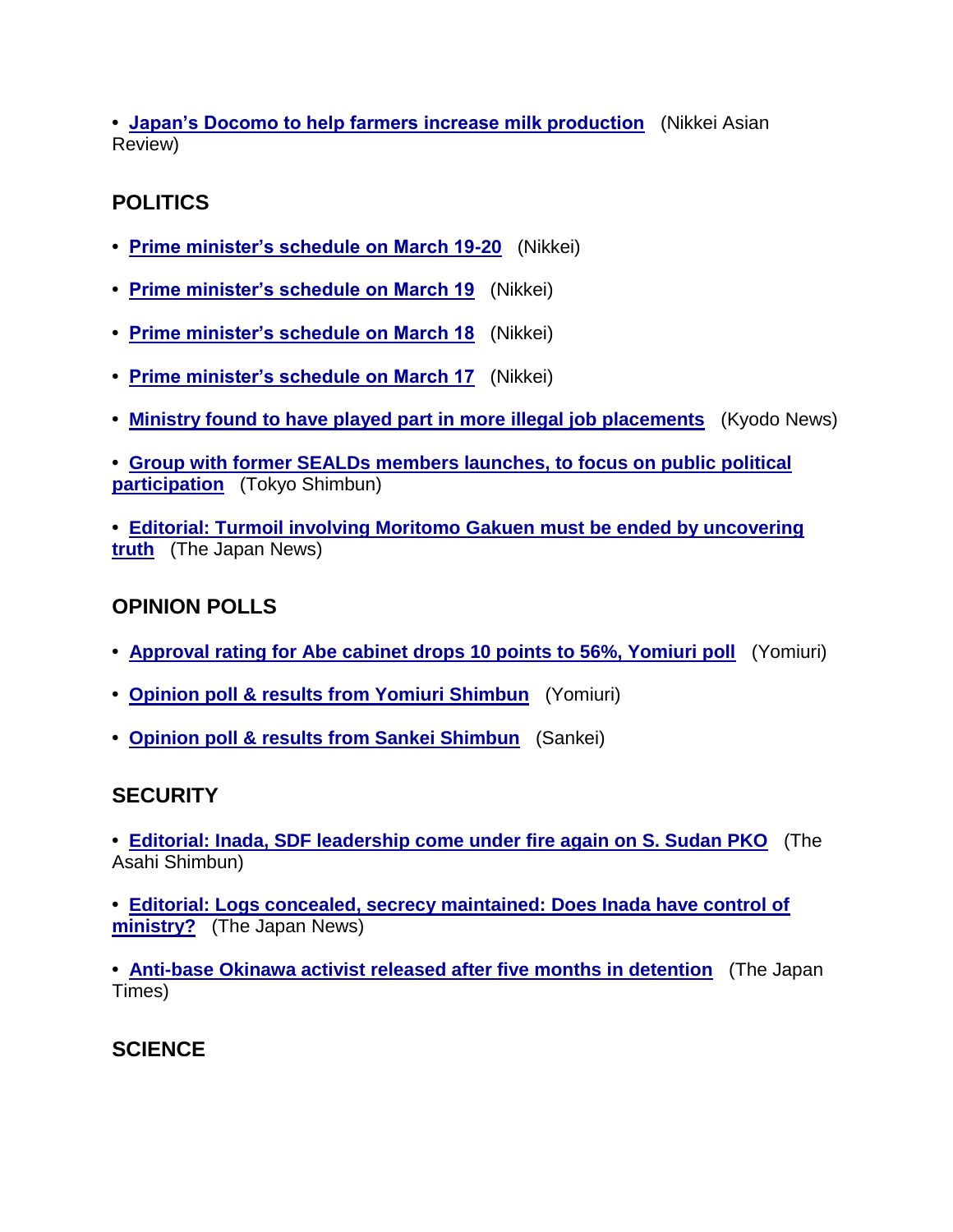- **Japan's Docomo to help farmers increase milk production** (Nikkei Asian Review)

## POLITICS

- **Prime minister's schedule on March 19-20** (Nikkei)
- **Prime minister's schedule on March 19** (Nikkei)
- **Prime minister's schedule on March 18** (Nikkei)
- **Prime minister's schedule on March 17** (Nikkei)
- **Ministry found to have played part in more illegal job placements** (Kyodo News)
- **Group with former SEALDs members launches, to focus on public political participation** (Tokyo Shimbun)
- **Editorial: Turmoil involving Moritomo Gakuen must be ended by uncovering truth** (The Japan News)

## OPINION POLLS

- **Approval rating for Abe cabinet drops 10 points to 56%, Yomiuri poll** (Yomiuri)
- **Opinion poll & results from Yomiuri Shimbun** (Yomiuri)
- **Opinion poll & results from Sankei Shimbun** (Sankei)

## SECURITY

- **Editorial: Inada, SDF leadership come under fire again on S. Sudan PKO** (The Asahi Shimbun)
- **Editorial: Logs concealed, secrecy maintained: Does Inada have control of ministry?** (The Japan News)
- **Anti-base Okinawa activist released after five months in detention** (The Japan Times)

## SCIENCE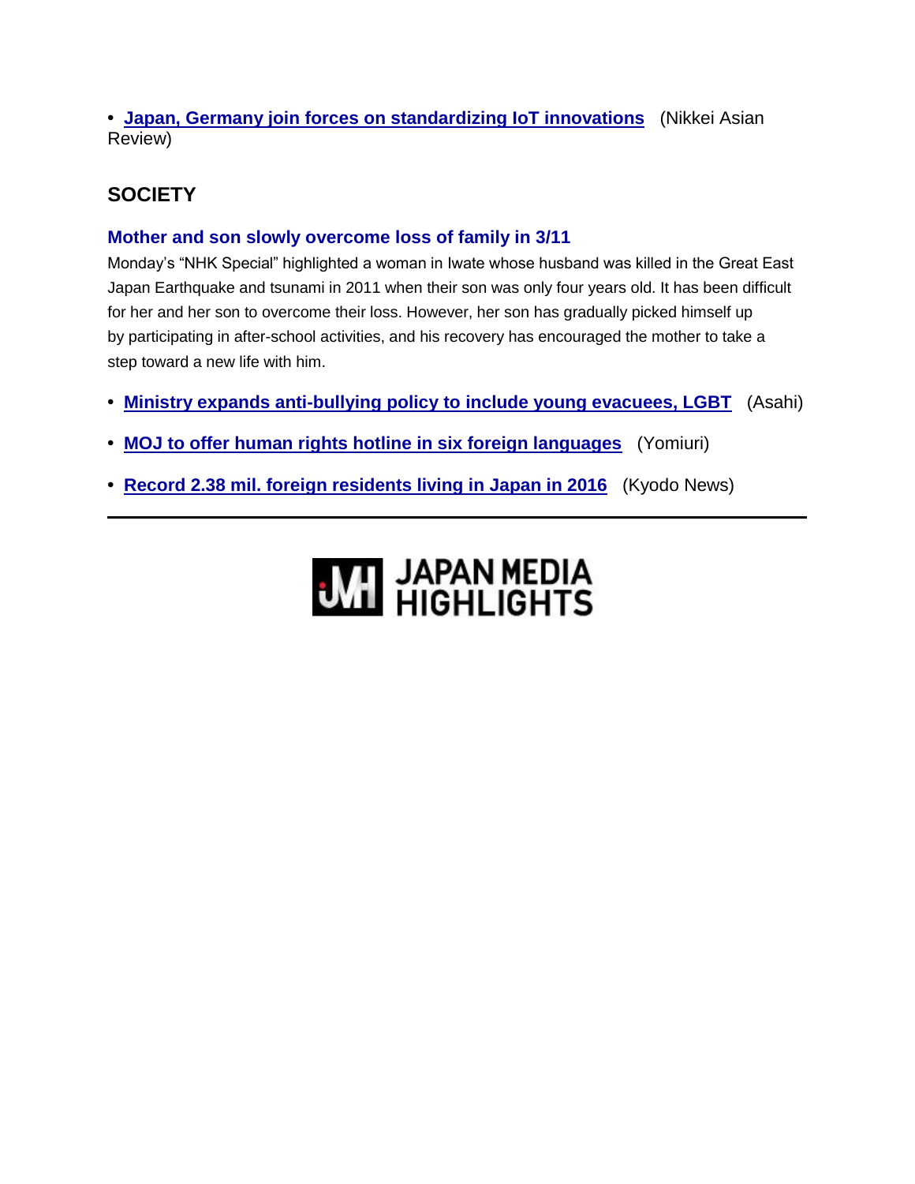- **Japan, Germany join forces on standardizing IoT innovations** (Nikkei Asian Review)

## SOCIETY

### Mother and son slowly overcome loss of family in 3/11

Monday's "NHK Special" highlighted a woman in Iwate whose husband was killed in the Great East Japan Earthquake and tsunami in 2011 when their son was only four years old. It has been difficult for her and her son to overcome their loss. However, her son has gradually picked himself up by participating in after-school activities, and his recovery has encouraged the mother to take a step toward a new life with him.

- **Ministry expands anti-bullying policy to include young evacuees, LGBT** (Asahi)
- **MOJ to offer human rights hotline in six foreign languages** (Yomiuri)
- **Record 2.38 mil. foreign residents living in Japan in 2016** (Kyodo News)

---

JAPAN MEDIA HIGHLIGHTS